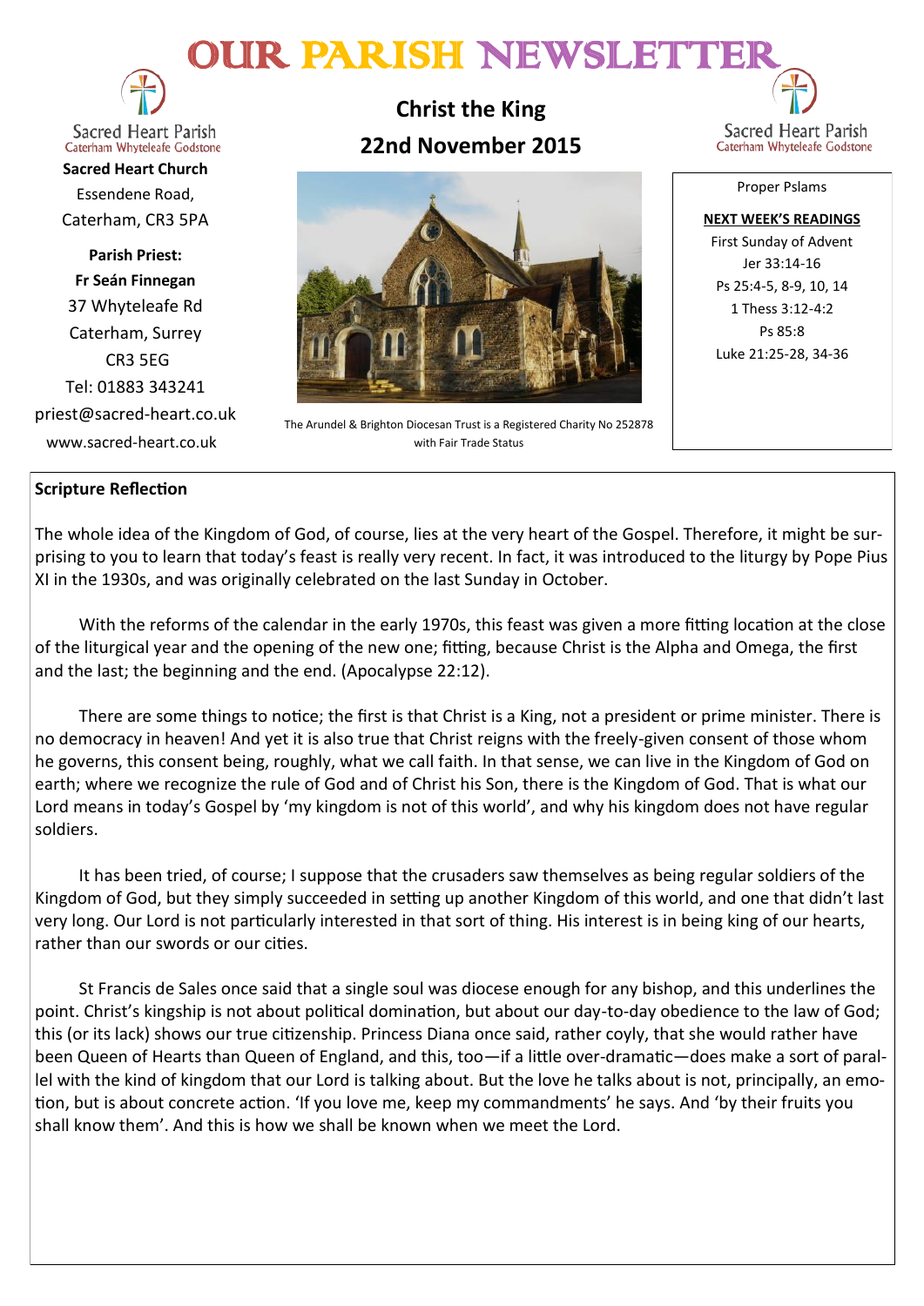# OUR PARISH NEWSLETTER

Sacred Heart Parish
Caterham Whyteleafe Godstone

**Sacred Heart Church**
Essendene Road,
Caterham, CR3 5PA

**Parish Priest:**
**Fr Seán Finnegan**
37 Whyteleafe Rd
Caterham, Surrey
CR3 5EG
Tel: 01883 343241
priest@sacred-heart.co.uk
www.sacred-heart.co.uk

## Christ the King
## 22nd November 2015

The Arundel & Brighton Diocesan Trust is a Registered Charity No 252878 with Fair Trade Status

Sacred Heart Parish
Caterham Whyteleafe Godstone

Proper Pslams

**NEXT WEEK'S READINGS**
First Sunday of Advent
Jer 33:14-16
Ps 25:4-5, 8-9, 10, 14
1 Thess 3:12-4:2
Ps 85:8
Luke 21:25-28, 34-36

### Scripture Reflection

The whole idea of the Kingdom of God, of course, lies at the very heart of the Gospel. Therefore, it might be surprising to you to learn that today's feast is really very recent. In fact, it was introduced to the liturgy by Pope Pius XI in the 1930s, and was originally celebrated on the last Sunday in October.

With the reforms of the calendar in the early 1970s, this feast was given a more fitting location at the close of the liturgical year and the opening of the new one; fitting, because Christ is the Alpha and Omega, the first and the last; the beginning and the end. (Apocalypse 22:12).

There are some things to notice; the first is that Christ is a King, not a president or prime minister. There is no democracy in heaven! And yet it is also true that Christ reigns with the freely-given consent of those whom he governs, this consent being, roughly, what we call faith. In that sense, we can live in the Kingdom of God on earth; where we recognize the rule of God and of Christ his Son, there is the Kingdom of God. That is what our Lord means in today's Gospel by 'my kingdom is not of this world', and why his kingdom does not have regular soldiers.

It has been tried, of course; I suppose that the crusaders saw themselves as being regular soldiers of the Kingdom of God, but they simply succeeded in setting up another Kingdom of this world, and one that didn't last very long. Our Lord is not particularly interested in that sort of thing. His interest is in being king of our hearts, rather than our swords or our cities.

St Francis de Sales once said that a single soul was diocese enough for any bishop, and this underlines the point. Christ's kingship is not about political domination, but about our day-to-day obedience to the law of God; this (or its lack) shows our true citizenship. Princess Diana once said, rather coyly, that she would rather have been Queen of Hearts than Queen of England, and this, too—if a little over-dramatic—does make a sort of parallel with the kind of kingdom that our Lord is talking about. But the love he talks about is not, principally, an emotion, but is about concrete action. 'If you love me, keep my commandments' he says. And 'by their fruits you shall know them'. And this is how we shall be known when we meet the Lord.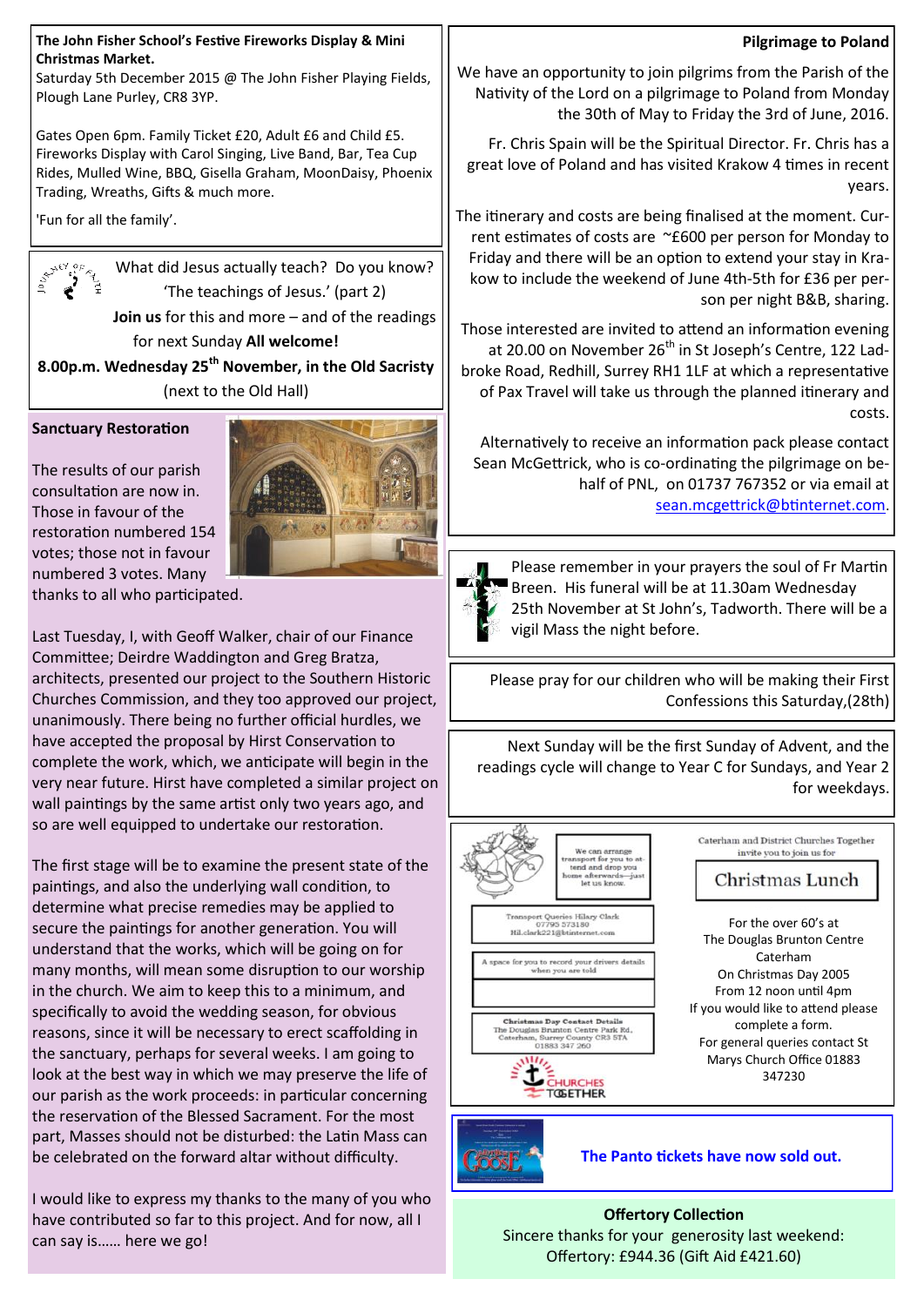**The John Fisher School's Festive Fireworks Display & Mini Christmas Market.**
Saturday 5th December 2015 @ The John Fisher Playing Fields, Plough Lane Purley, CR8 3YP.

Gates Open 6pm. Family Ticket £20, Adult £6 and Child £5. Fireworks Display with Carol Singing, Live Band, Bar, Tea Cup Rides, Mulled Wine, BBQ, Gisella Graham, MoonDaisy, Phoenix Trading, Wreaths, Gifts & much more.

'Fun for all the family'.

What did Jesus actually teach? Do you know? 'The teachings of Jesus.' (part 2)

**Join us** for this and more – and of the readings for next Sunday **All welcome!**

**8.00p.m. Wednesday 25th November, in the Old Sacristy** (next to the Old Hall)

**Sanctuary Restoration**

The results of our parish consultation are now in. Those in favour of the restoration numbered 154 votes; those not in favour numbered 3 votes. Many thanks to all who participated.

Last Tuesday, I, with Geoff Walker, chair of our Finance Committee; Deirdre Waddington and Greg Bratza, architects, presented our project to the Southern Historic Churches Commission, and they too approved our project, unanimously. There being no further official hurdles, we have accepted the proposal by Hirst Conservation to complete the work, which, we anticipate will begin in the very near future. Hirst have completed a similar project on wall paintings by the same artist only two years ago, and so are well equipped to undertake our restoration.

The first stage will be to examine the present state of the paintings, and also the underlying wall condition, to determine what precise remedies may be applied to secure the paintings for another generation. You will understand that the works, which will be going on for many months, will mean some disruption to our worship in the church. We aim to keep this to a minimum, and specifically to avoid the wedding season, for obvious reasons, since it will be necessary to erect scaffolding in the sanctuary, perhaps for several weeks. I am going to look at the best way in which we may preserve the life of our parish as the work proceeds: in particular concerning the reservation of the Blessed Sacrament. For the most part, Masses should not be disturbed: the Latin Mass can be celebrated on the forward altar without difficulty.

I would like to express my thanks to the many of you who have contributed so far to this project. And for now, all I can say is…… here we go!

**Pilgrimage to Poland**

We have an opportunity to join pilgrims from the Parish of the Nativity of the Lord on a pilgrimage to Poland from Monday the 30th of May to Friday the 3rd of June, 2016.

Fr. Chris Spain will be the Spiritual Director. Fr. Chris has a great love of Poland and has visited Krakow 4 times in recent years.

The itinerary and costs are being finalised at the moment. Current estimates of costs are ~£600 per person for Monday to Friday and there will be an option to extend your stay in Krakow to include the weekend of June 4th-5th for £36 per person per night B&B, sharing.

Those interested are invited to attend an information evening at 20.00 on November 26th in St Joseph's Centre, 122 Ladbroke Road, Redhill, Surrey RH1 1LF at which a representative of Pax Travel will take us through the planned itinerary and costs.

Alternatively to receive an information pack please contact Sean McGettrick, who is co-ordinating the pilgrimage on behalf of PNL, on 01737 767352 or via email at sean.mcgettrick@btinternet.com.

Please remember in your prayers the soul of Fr Martin Breen. His funeral will be at 11.30am Wednesday 25th November at St John's, Tadworth. There will be a vigil Mass the night before.

Please pray for our children who will be making their First Confessions this Saturday,(28th)

Next Sunday will be the first Sunday of Advent, and the readings cycle will change to Year C for Sundays, and Year 2 for weekdays.

We can arrange transport for you to attend and drop you home afterwards—just let us know.

Transport Queries Hilary Clark 07795 573180 Hil.clark221@btinternet.com

A space for you to record your drivers details when you are told

Christmas Day Contact Details The Douglas Brunton Centre Park Rd, Caterham, Surrey County CR3 5TA 01883 347 260

CHURCHES TOGETHER

Caterham and District Churches Together invite you to join us for

Christmas Lunch

For the over 60's at The Douglas Brunton Centre Caterham
On Christmas Day 2005
From 12 noon until 4pm
If you would like to attend please complete a form.
For general queries contact St Marys Church Office 01883 347230

**The Panto tickets have now sold out.**

**Offertory Collection**
Sincere thanks for your generosity last weekend:
Offertory: £944.36 (Gift Aid £421.60)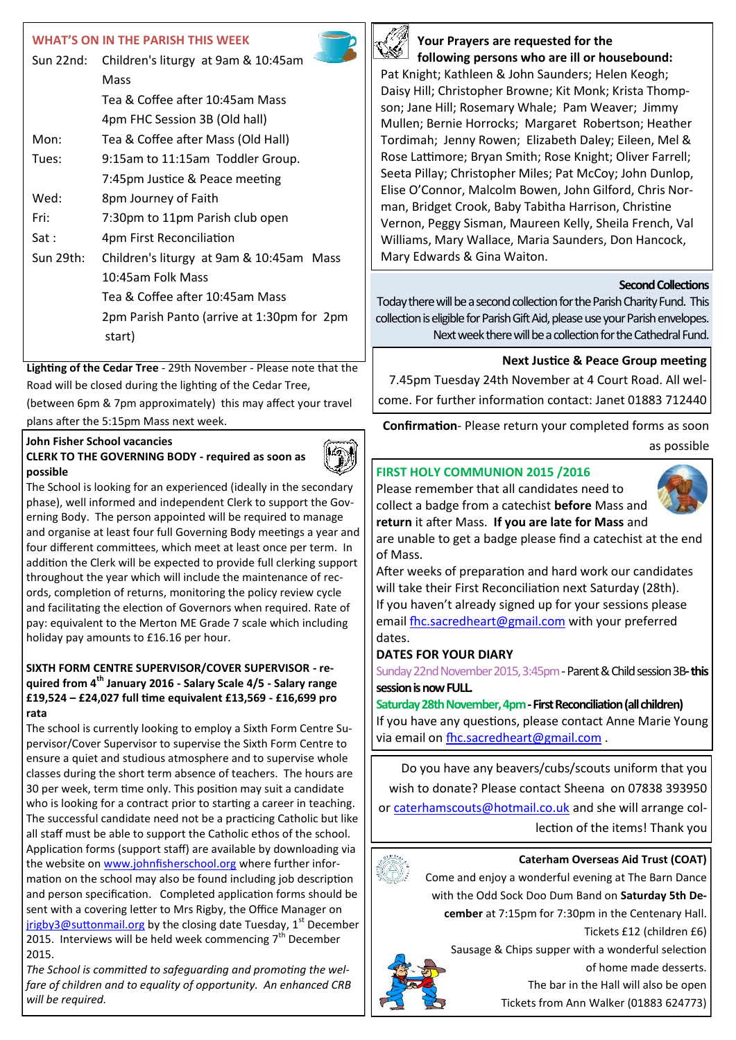## WHAT'S ON IN THE PARISH THIS WEEK

| | |
|---|---|
| Sun 22nd: | Children's liturgy at 9am & 10:45am Mass |
| | Tea & Coffee after 10:45am Mass |
| | 4pm FHC Session 3B (Old hall) |
| Mon: | Tea & Coffee after Mass (Old Hall) |
| Tues: | 9:15am to 11:15am Toddler Group. |
| | 7:45pm Justice & Peace meeting |
| Wed: | 8pm Journey of Faith |
| Fri: | 7:30pm to 11pm Parish club open |
| Sat : | 4pm First Reconciliation |
| Sun 29th: | Children's liturgy at 9am & 10:45am Mass |
| | 10:45am Folk Mass |
| | Tea & Coffee after 10:45am Mass |
| | 2pm Parish Panto (arrive at 1:30pm for 2pm start) |

**Lighting of the Cedar Tree** - 29th November - Please note that the Road will be closed during the lighting of the Cedar Tree, (between 6pm & 7pm approximately) this may affect your travel plans after the 5:15pm Mass next week.

**John Fisher School vacancies**

**CLERK TO THE GOVERNING BODY - required as soon as possible**

The School is looking for an experienced (ideally in the secondary phase), well informed and independent Clerk to support the Governing Body. The person appointed will be required to manage and organise at least four full Governing Body meetings a year and four different committees, which meet at least once per term. In addition the Clerk will be expected to provide full clerking support throughout the year which will include the maintenance of records, completion of returns, monitoring the policy review cycle and facilitating the election of Governors when required. Rate of pay: equivalent to the Merton ME Grade 7 scale which including holiday pay amounts to £16.16 per hour.

**SIXTH FORM CENTRE SUPERVISOR/COVER SUPERVISOR - required from 4th January 2016 - Salary Scale 4/5 - Salary range £19,524 – £24,027 full time equivalent £13,569 - £16,699 pro rata**

The school is currently looking to employ a Sixth Form Centre Supervisor/Cover Supervisor to supervise the Sixth Form Centre to ensure a quiet and studious atmosphere and to supervise whole classes during the short term absence of teachers. The hours are 30 per week, term time only. This position may suit a candidate who is looking for a contract prior to starting a career in teaching. The successful candidate need not be a practicing Catholic but like all staff must be able to support the Catholic ethos of the school. Application forms (support staff) are available by downloading via the website on www.johnfisherschool.org where further information on the school may also be found including job description and person specification. Completed application forms should be sent with a covering letter to Mrs Rigby, the Office Manager on jrigby3@suttonmail.org by the closing date Tuesday, 1st December 2015. Interviews will be held week commencing 7th December 2015.

*The School is committed to safeguarding and promoting the welfare of children and to equality of opportunity. An enhanced CRB will be required.*

**Your Prayers are requested for the following persons who are ill or housebound:**

Pat Knight; Kathleen & John Saunders; Helen Keogh; Daisy Hill; Christopher Browne; Kit Monk; Krista Thompson; Jane Hill; Rosemary Whale; Pam Weaver; Jimmy Mullen; Bernie Horrocks; Margaret Robertson; Heather Tordimah; Jenny Rowen; Elizabeth Daley; Eileen, Mel & Rose Lattimore; Bryan Smith; Rose Knight; Oliver Farrell; Seeta Pillay; Christopher Miles; Pat McCoy; John Dunlop, Elise O'Connor, Malcolm Bowen, John Gilford, Chris Norman, Bridget Crook, Baby Tabitha Harrison, Christine Vernon, Peggy Sisman, Maureen Kelly, Sheila French, Val Williams, Mary Wallace, Maria Saunders, Don Hancock, Mary Edwards & Gina Waiton.

**Second Collections**

Today there will be a second collection for the Parish Charity Fund. This collection is eligible for Parish Gift Aid, please use your Parish envelopes. Next week there will be a collection for the Cathedral Fund.

**Next Justice & Peace Group meeting**

7.45pm Tuesday 24th November at 4 Court Road. All welcome. For further information contact: Janet 01883 712440

**Confirmation**- Please return your completed forms as soon as possible

## FIRST HOLY COMMUNION 2015 /2016

Please remember that all candidates need to collect a badge from a catechist **before** Mass and **return** it after Mass. **If you are late for Mass** and are unable to get a badge please find a catechist at the end of Mass.

After weeks of preparation and hard work our candidates will take their First Reconciliation next Saturday (28th).

If you haven't already signed up for your sessions please email fhc.sacredheart@gmail.com with your preferred dates.

**DATES FOR YOUR DIARY**

Sunday 22nd November 2015, 3:45pm - **Parent & Child session 3B- this session is now FULL.**

**Saturday 28th November, 4pm - First Reconciliation (all children)**

If you have any questions, please contact Anne Marie Young via email on fhc.sacredheart@gmail.com .

Do you have any beavers/cubs/scouts uniform that you wish to donate? Please contact Sheena on 07838 393950 or caterhamscouts@hotmail.co.uk and she will arrange collection of the items! Thank you

**Caterham Overseas Aid Trust (COAT)**

Come and enjoy a wonderful evening at The Barn Dance with the Odd Sock Doo Dum Band on **Saturday 5th December** at 7:15pm for 7:30pm in the Centenary Hall.

Tickets £12 (children £6)

Sausage & Chips supper with a wonderful selection of home made desserts.

The bar in the Hall will also be open

Tickets from Ann Walker (01883 624773)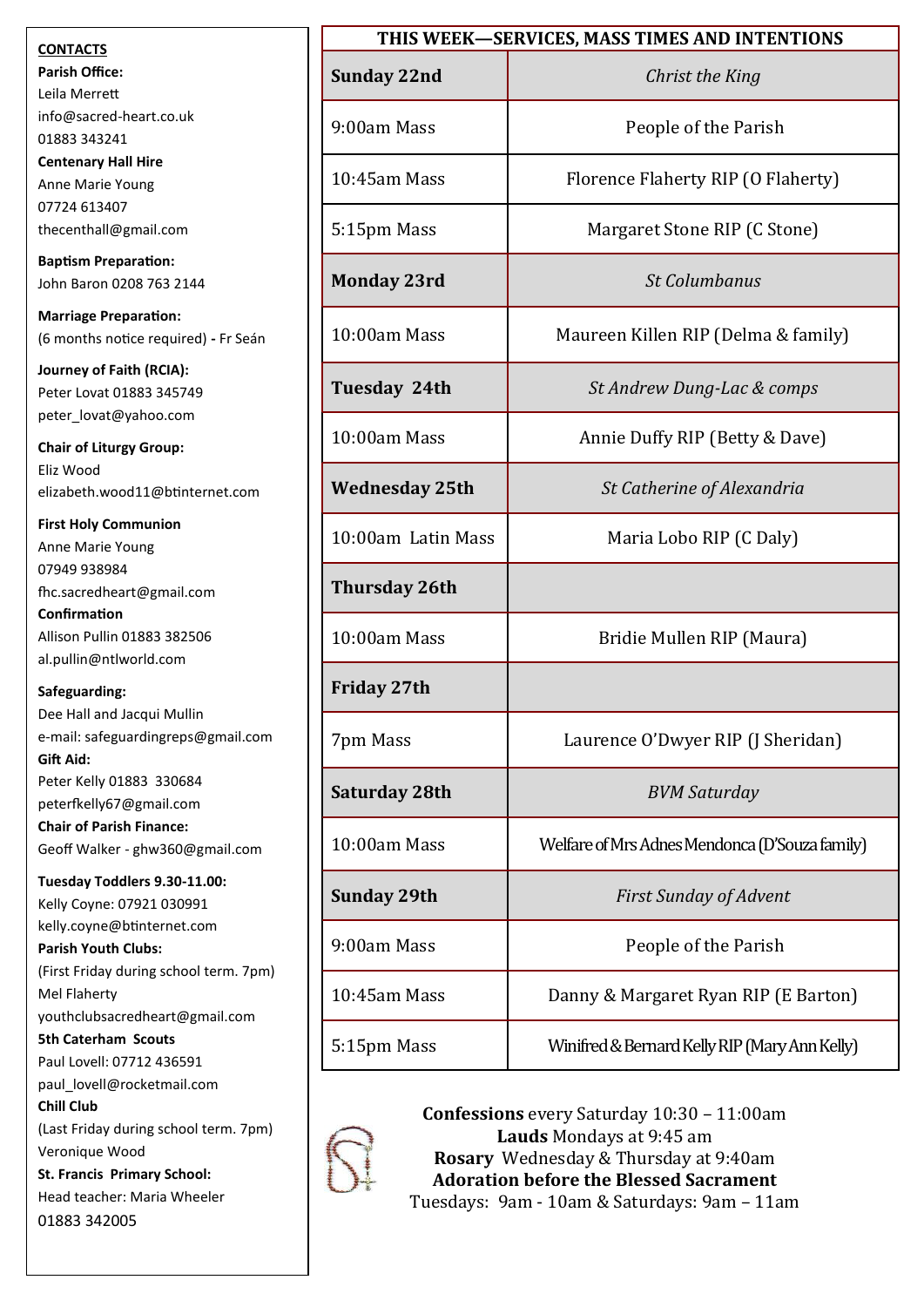## CONTACTS

**Parish Office:**
Leila Merrett
info@sacred-heart.co.uk
01883 343241

**Centenary Hall Hire**
Anne Marie Young
07724 613407
thecenthall@gmail.com

**Baptism Preparation:**
John Baron 0208 763 2144

**Marriage Preparation:**
(6 months notice required) **-** Fr Seán

**Journey of Faith (RCIA):**
Peter Lovat 01883 345749
peter_lovat@yahoo.com

**Chair of Liturgy Group:**
Eliz Wood
elizabeth.wood11@btinternet.com

**First Holy Communion**
Anne Marie Young
07949 938984
fhc.sacredheart@gmail.com

**Confirmation**
Allison Pullin 01883 382506
al.pullin@ntlworld.com

**Safeguarding:**
Dee Hall and Jacqui Mullin
e-mail: safeguardingreps@gmail.com

**Gift Aid:**
Peter Kelly 01883 330684
peterfkelly67@gmail.com

**Chair of Parish Finance:**
Geoff Walker - ghw360@gmail.com

**Tuesday Toddlers 9.30-11.00:**
Kelly Coyne: 07921 030991
kelly.coyne@btinternet.com

**Parish Youth Clubs:**
(First Friday during school term. 7pm)
Mel Flaherty
youthclubsacredheart@gmail.com

**5th Caterham Scouts**
Paul Lovell: 07712 436591
paul_lovell@rocketmail.com

**Chill Club**
(Last Friday during school term. 7pm)
Veronique Wood

**St. Francis Primary School:**
Head teacher: Maria Wheeler
01883 342005

## THIS WEEK—SERVICES, MASS TIMES AND INTENTIONS

| | |
|---|---|
| **Sunday 22nd** | *Christ the King* |
| 9:00am Mass | People of the Parish |
| 10:45am Mass | Florence Flaherty RIP (O Flaherty) |
| 5:15pm Mass | Margaret Stone RIP (C Stone) |
| **Monday 23rd** | *St Columbanus* |
| 10:00am Mass | Maureen Killen RIP (Delma & family) |
| **Tuesday 24th** | *St Andrew Dung-Lac & comps* |
| 10:00am Mass | Annie Duffy RIP (Betty & Dave) |
| **Wednesday 25th** | *St Catherine of Alexandria* |
| 10:00am Latin Mass | Maria Lobo RIP (C Daly) |
| **Thursday 26th** | |
| 10:00am Mass | Bridie Mullen RIP (Maura) |
| **Friday 27th** | |
| 7pm Mass | Laurence O'Dwyer RIP (J Sheridan) |
| **Saturday 28th** | *BVM Saturday* |
| 10:00am Mass | Welfare of Mrs Adnes Mendonca (D'Souza family) |
| **Sunday 29th** | *First Sunday of Advent* |
| 9:00am Mass | People of the Parish |
| 10:45am Mass | Danny & Margaret Ryan RIP (E Barton) |
| 5:15pm Mass | Winifred & Bernard Kelly RIP (Mary Ann Kelly) |

**Confessions** every Saturday 10:30 – 11:00am
**Lauds** Mondays at 9:45 am
**Rosary** Wednesday & Thursday at 9:40am
**Adoration before the Blessed Sacrament**
Tuesdays: 9am - 10am & Saturdays: 9am – 11am